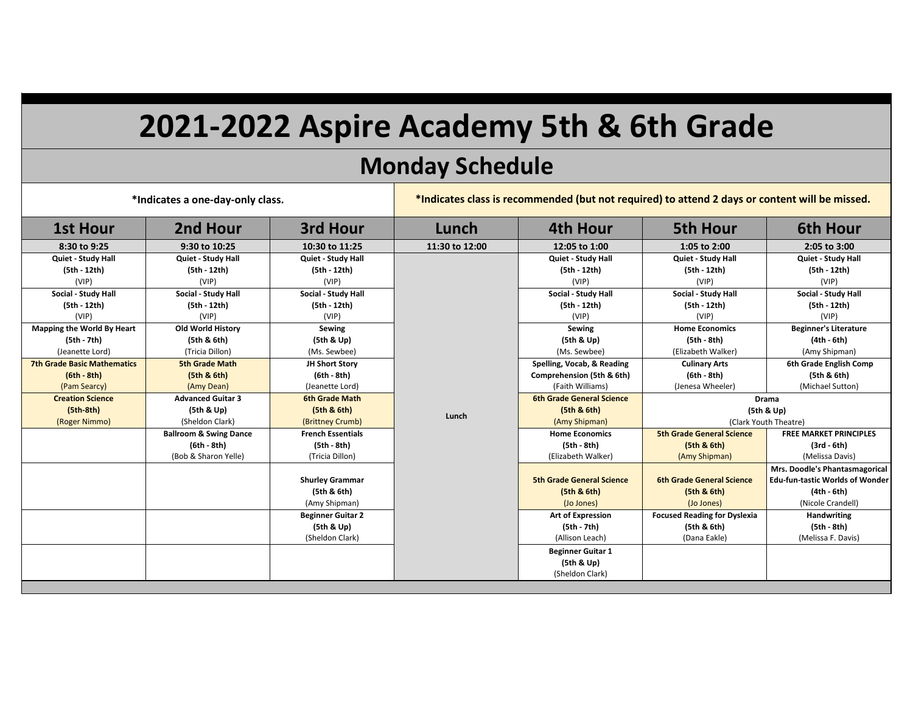# 2021-2022 Aspire Academy 5th & 6th Grade

## Monday Schedule

*Indicates a one-day-only class.

*Indicates class is recommended (but not required) to attend 2 days or content will be missed.

| 1st Hour | 2nd Hour | 3rd Hour | Lunch | 4th Hour | 5th Hour | 6th Hour |
|---|---|---|---|---|---|---|
| 8:30 to 9:25 | 9:30 to 10:25 | 10:30 to 11:25 | 11:30 to 12:00 | 12:05 to 1:00 | 1:05 to 2:00 | 2:05 to 3:00 |
| **Quiet - Study Hall** **(5th - 12th)** (VIP) | **Quiet - Study Hall** **(5th - 12th)** (VIP) | **Quiet - Study Hall** **(5th - 12th)** (VIP) | Lunch | **Quiet - Study Hall** **(5th - 12th)** (VIP) | **Quiet - Study Hall** **(5th - 12th)** (VIP) | **Quiet - Study Hall** **(5th - 12th)** (VIP) |
| **Social - Study Hall** **(5th - 12th)** (VIP) | **Social - Study Hall** **(5th - 12th)** (VIP) | **Social - Study Hall** **(5th - 12th)** (VIP) | | **Social - Study Hall** **(5th - 12th)** (VIP) | **Social - Study Hall** **(5th - 12th)** (VIP) | **Social - Study Hall** **(5th - 12th)** (VIP) |
| **Mapping the World By Heart** **(5th - 7th)** (Jeanette Lord) | **Old World History** **(5th & 6th)** (Tricia Dillon) | **Sewing** **(5th & Up)** (Ms. Sewbee) | | **Sewing** **(5th & Up)** (Ms. Sewbee) | **Home Economics** **(5th - 8th)** (Elizabeth Walker) | **Beginner's Literature** **(4th - 6th)** (Amy Shipman) |
| **7th Grade Basic Mathematics** **(6th - 8th)** (Pam Searcy) | **5th Grade Math** **(5th & 6th)** (Amy Dean) | **JH Short Story** **(6th - 8th)** (Jeanette Lord) | | **Spelling, Vocab, & Reading Comprehension (5th & 6th)** (Faith Williams) | **Culinary Arts** **(6th - 8th)** (Jenesa Wheeler) | **6th Grade English Comp** **(5th & 6th)** (Michael Sutton) |
| **Creation Science** **(5th-8th)** (Roger Nimmo) | **Advanced Guitar 3** **(5th & Up)** (Sheldon Clark) | **6th Grade Math** **(5th & 6th)** (Brittney Crumb) | | **6th Grade General Science** **(5th & 6th)** (Amy Shipman) | **Drama** **(5th & Up)** (Clark Youth Theatre) | |
| | **Ballroom & Swing Dance** **(6th - 8th)** (Bob & Sharon Yelle) | **French Essentials** **(5th - 8th)** (Tricia Dillon) | | **Home Economics** **(5th - 8th)** (Elizabeth Walker) | **5th Grade General Science** **(5th & 6th)** (Amy Shipman) | **FREE MARKET PRINCIPLES** **(3rd - 6th)** (Melissa Davis) |
| | | **Shurley Grammar** **(5th & 6th)** (Amy Shipman) | | **5th Grade General Science** **(5th & 6th)** (Jo Jones) | **6th Grade General Science** **(5th & 6th)** (Jo Jones) | **Mrs. Doodle's Phantasmagorical Edu-fun-tastic Worlds of Wonder** **(4th - 6th)** (Nicole Crandell) |
| | | **Beginner Guitar 2** **(5th & Up)** (Sheldon Clark) | | **Art of Expression** **(5th - 7th)** (Allison Leach) | **Focused Reading for Dyslexia** **(5th & 6th)** (Dana Eakle) | **Handwriting** **(5th - 8th)** (Melissa F. Davis) |
| | | | | **Beginner Guitar 1** **(5th & Up)** (Sheldon Clark) | | |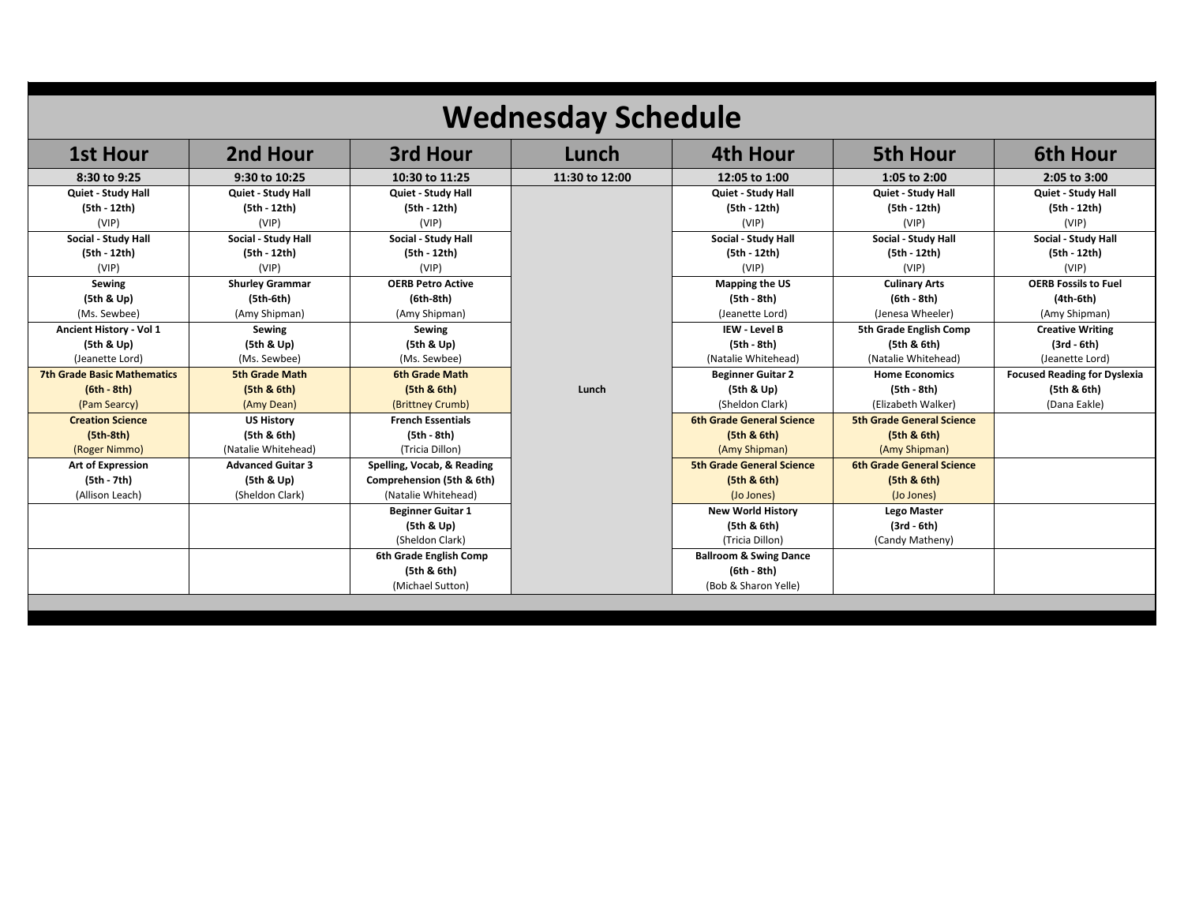# Wednesday Schedule

| 1st Hour | 2nd Hour | 3rd Hour | Lunch | 4th Hour | 5th Hour | 6th Hour |
|---|---|---|---|---|---|---|
| **8:30 to 9:25** | **9:30 to 10:25** | **10:30 to 11:25** | **11:30 to 12:00** | **12:05 to 1:00** | **1:05 to 2:00** | **2:05 to 3:00** |
| **Quiet - Study Hall** **(5th - 12th)** (VIP) | **Quiet - Study Hall** **(5th - 12th)** (VIP) | **Quiet - Study Hall** **(5th - 12th)** (VIP) | | **Quiet - Study Hall** **(5th - 12th)** (VIP) | **Quiet - Study Hall** **(5th - 12th)** (VIP) | **Quiet - Study Hall** **(5th - 12th)** (VIP) |
| **Social - Study Hall** **(5th - 12th)** (VIP) | **Social - Study Hall** **(5th - 12th)** (VIP) | **Social - Study Hall** **(5th - 12th)** (VIP) | | **Social - Study Hall** **(5th - 12th)** (VIP) | **Social - Study Hall** **(5th - 12th)** (VIP) | **Social - Study Hall** **(5th - 12th)** (VIP) |
| **Sewing** **(5th & Up)** (Ms. Sewbee) | **Shurley Grammar** **(5th-6th)** (Amy Shipman) | **OERB Petro Active** **(6th-8th)** (Amy Shipman) | | **Mapping the US** **(5th - 8th)** (Jeanette Lord) | **Culinary Arts** **(6th - 8th)** (Jenesa Wheeler) | **OERB Fossils to Fuel** **(4th-6th)** (Amy Shipman) |
| **Ancient History - Vol 1** **(5th & Up)** (Jeanette Lord) | **Sewing** **(5th & Up)** (Ms. Sewbee) | **Sewing** **(5th & Up)** (Ms. Sewbee) | | **IEW - Level B** **(5th - 8th)** (Natalie Whitehead) | **5th Grade English Comp** **(5th & 6th)** (Natalie Whitehead) | **Creative Writing** **(3rd - 6th)** (Jeanette Lord) |
| **7th Grade Basic Mathematics** **(6th - 8th)** (Pam Searcy) | **5th Grade Math** **(5th & 6th)** (Amy Dean) | **6th Grade Math** **(5th & 6th)** (Brittney Crumb) | **Lunch** | **Beginner Guitar 2** **(5th & Up)** (Sheldon Clark) | **Home Economics** **(5th - 8th)** (Elizabeth Walker) | **Focused Reading for Dyslexia** **(5th & 6th)** (Dana Eakle) |
| **Creation Science** **(5th-8th)** (Roger Nimmo) | **US History** **(5th & 6th)** (Natalie Whitehead) | **French Essentials** **(5th - 8th)** (Tricia Dillon) | | **6th Grade General Science** **(5th & 6th)** (Amy Shipman) | **5th Grade General Science** **(5th & 6th)** (Amy Shipman) | |
| **Art of Expression** **(5th - 7th)** (Allison Leach) | **Advanced Guitar 3** **(5th & Up)** (Sheldon Clark) | **Spelling, Vocab, & Reading Comprehension (5th & 6th)** (Natalie Whitehead) | | **5th Grade General Science** **(5th & 6th)** (Jo Jones) | **6th Grade General Science** **(5th & 6th)** (Jo Jones) | |
| | | **Beginner Guitar 1** **(5th & Up)** (Sheldon Clark) | | **New World History** **(5th & 6th)** (Tricia Dillon) | **Lego Master** **(3rd - 6th)** (Candy Matheny) | |
| | | **6th Grade English Comp** **(5th & 6th)** (Michael Sutton) | | **Ballroom & Swing Dance** **(6th - 8th)** (Bob & Sharon Yelle) | | |